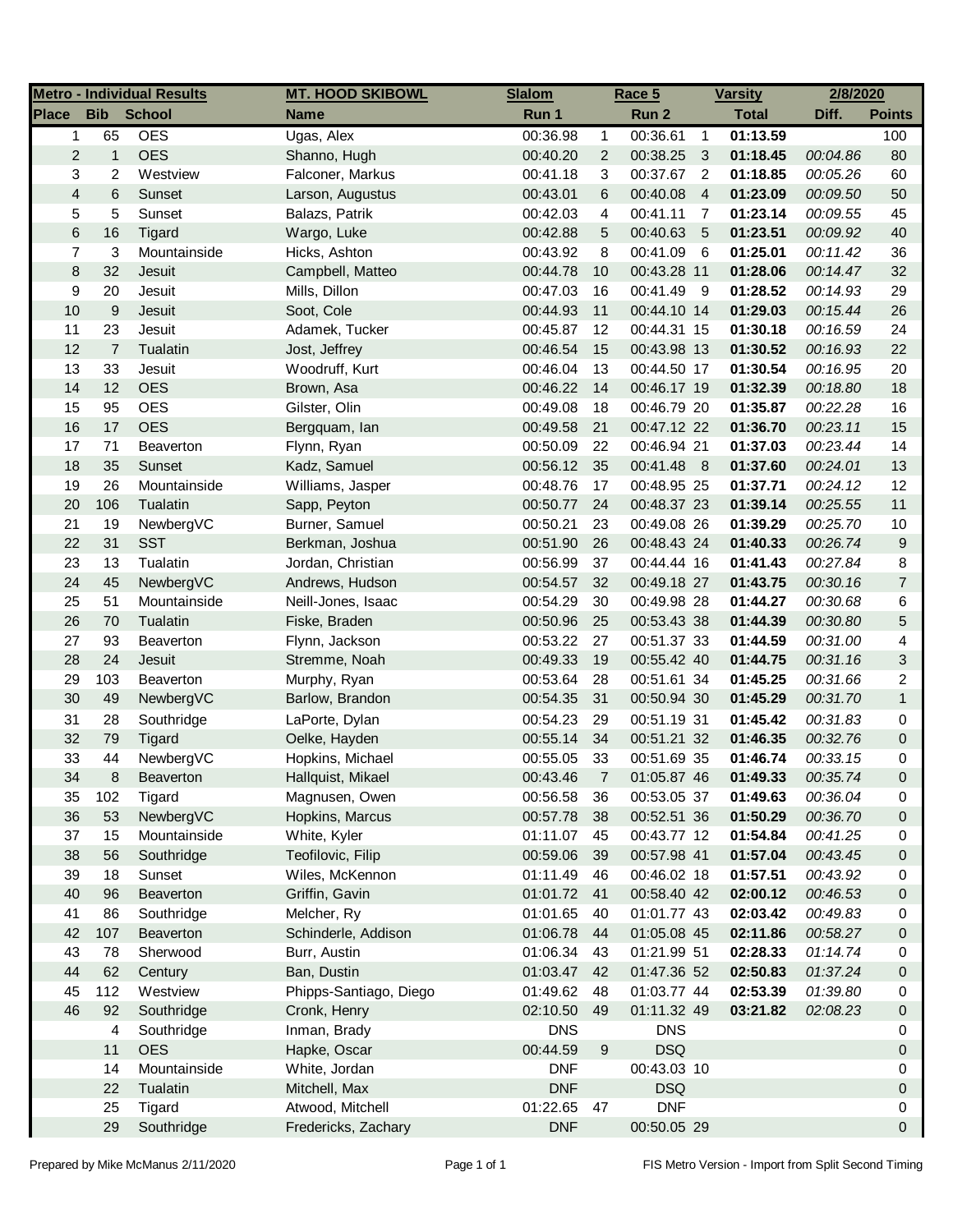| Metro - Individual Results | | | MT. HOOD SKIBOWL | Slalom | | Race 5 | | Varsity | 2/8/2020 | |
|---|---|---|---|---|---|---|---|---|---|---|
| **Place** | **Bib** | **School** | **Name** | **Run 1** | | **Run 2** | | **Total** | **Diff.** | **Points** |
| 1 | 65 | OES | Ugas, Alex | 00:36.98 | 1 | 00:36.61 | 1 | **01:13.59** | | 100 |
| 2 | 1 | OES | Shanno, Hugh | 00:40.20 | 2 | 00:38.25 | 3 | **01:18.45** | *00:04.86* | 80 |
| 3 | 2 | Westview | Falconer, Markus | 00:41.18 | 3 | 00:37.67 | 2 | **01:18.85** | *00:05.26* | 60 |
| 4 | 6 | Sunset | Larson, Augustus | 00:43.01 | 6 | 00:40.08 | 4 | **01:23.09** | *00:09.50* | 50 |
| 5 | 5 | Sunset | Balazs, Patrik | 00:42.03 | 4 | 00:41.11 | 7 | **01:23.14** | *00:09.55* | 45 |
| 6 | 16 | Tigard | Wargo, Luke | 00:42.88 | 5 | 00:40.63 | 5 | **01:23.51** | *00:09.92* | 40 |
| 7 | 3 | Mountainside | Hicks, Ashton | 00:43.92 | 8 | 00:41.09 | 6 | **01:25.01** | *00:11.42* | 36 |
| 8 | 32 | Jesuit | Campbell, Matteo | 00:44.78 | 10 | 00:43.28 | 11 | **01:28.06** | *00:14.47* | 32 |
| 9 | 20 | Jesuit | Mills, Dillon | 00:47.03 | 16 | 00:41.49 | 9 | **01:28.52** | *00:14.93* | 29 |
| 10 | 9 | Jesuit | Soot, Cole | 00:44.93 | 11 | 00:44.10 | 14 | **01:29.03** | *00:15.44* | 26 |
| 11 | 23 | Jesuit | Adamek, Tucker | 00:45.87 | 12 | 00:44.31 | 15 | **01:30.18** | *00:16.59* | 24 |
| 12 | 7 | Tualatin | Jost, Jeffrey | 00:46.54 | 15 | 00:43.98 | 13 | **01:30.52** | *00:16.93* | 22 |
| 13 | 33 | Jesuit | Woodruff, Kurt | 00:46.04 | 13 | 00:44.50 | 17 | **01:30.54** | *00:16.95* | 20 |
| 14 | 12 | OES | Brown, Asa | 00:46.22 | 14 | 00:46.17 | 19 | **01:32.39** | *00:18.80* | 18 |
| 15 | 95 | OES | Gilster, Olin | 00:49.08 | 18 | 00:46.79 | 20 | **01:35.87** | *00:22.28* | 16 |
| 16 | 17 | OES | Bergquam, Ian | 00:49.58 | 21 | 00:47.12 | 22 | **01:36.70** | *00:23.11* | 15 |
| 17 | 71 | Beaverton | Flynn, Ryan | 00:50.09 | 22 | 00:46.94 | 21 | **01:37.03** | *00:23.44* | 14 |
| 18 | 35 | Sunset | Kadz, Samuel | 00:56.12 | 35 | 00:41.48 | 8 | **01:37.60** | *00:24.01* | 13 |
| 19 | 26 | Mountainside | Williams, Jasper | 00:48.76 | 17 | 00:48.95 | 25 | **01:37.71** | *00:24.12* | 12 |
| 20 | 106 | Tualatin | Sapp, Peyton | 00:50.77 | 24 | 00:48.37 | 23 | **01:39.14** | *00:25.55* | 11 |
| 21 | 19 | NewbergVC | Burner, Samuel | 00:50.21 | 23 | 00:49.08 | 26 | **01:39.29** | *00:25.70* | 10 |
| 22 | 31 | SST | Berkman, Joshua | 00:51.90 | 26 | 00:48.43 | 24 | **01:40.33** | *00:26.74* | 9 |
| 23 | 13 | Tualatin | Jordan, Christian | 00:56.99 | 37 | 00:44.44 | 16 | **01:41.43** | *00:27.84* | 8 |
| 24 | 45 | NewbergVC | Andrews, Hudson | 00:54.57 | 32 | 00:49.18 | 27 | **01:43.75** | *00:30.16* | 7 |
| 25 | 51 | Mountainside | Neill-Jones, Isaac | 00:54.29 | 30 | 00:49.98 | 28 | **01:44.27** | *00:30.68* | 6 |
| 26 | 70 | Tualatin | Fiske, Braden | 00:50.96 | 25 | 00:53.43 | 38 | **01:44.39** | *00:30.80* | 5 |
| 27 | 93 | Beaverton | Flynn, Jackson | 00:53.22 | 27 | 00:51.37 | 33 | **01:44.59** | *00:31.00* | 4 |
| 28 | 24 | Jesuit | Stremme, Noah | 00:49.33 | 19 | 00:55.42 | 40 | **01:44.75** | *00:31.16* | 3 |
| 29 | 103 | Beaverton | Murphy, Ryan | 00:53.64 | 28 | 00:51.61 | 34 | **01:45.25** | *00:31.66* | 2 |
| 30 | 49 | NewbergVC | Barlow, Brandon | 00:54.35 | 31 | 00:50.94 | 30 | **01:45.29** | *00:31.70* | 1 |
| 31 | 28 | Southridge | LaPorte, Dylan | 00:54.23 | 29 | 00:51.19 | 31 | **01:45.42** | *00:31.83* | 0 |
| 32 | 79 | Tigard | Oelke, Hayden | 00:55.14 | 34 | 00:51.21 | 32 | **01:46.35** | *00:32.76* | 0 |
| 33 | 44 | NewbergVC | Hopkins, Michael | 00:55.05 | 33 | 00:51.69 | 35 | **01:46.74** | *00:33.15* | 0 |
| 34 | 8 | Beaverton | Hallquist, Mikael | 00:43.46 | 7 | 01:05.87 | 46 | **01:49.33** | *00:35.74* | 0 |
| 35 | 102 | Tigard | Magnusen, Owen | 00:56.58 | 36 | 00:53.05 | 37 | **01:49.63** | *00:36.04* | 0 |
| 36 | 53 | NewbergVC | Hopkins, Marcus | 00:57.78 | 38 | 00:52.51 | 36 | **01:50.29** | *00:36.70* | 0 |
| 37 | 15 | Mountainside | White, Kyler | 01:11.07 | 45 | 00:43.77 | 12 | **01:54.84** | *00:41.25* | 0 |
| 38 | 56 | Southridge | Teofilovic, Filip | 00:59.06 | 39 | 00:57.98 | 41 | **01:57.04** | *00:43.45* | 0 |
| 39 | 18 | Sunset | Wiles, McKennon | 01:11.49 | 46 | 00:46.02 | 18 | **01:57.51** | *00:43.92* | 0 |
| 40 | 96 | Beaverton | Griffin, Gavin | 01:01.72 | 41 | 00:58.40 | 42 | **02:00.12** | *00:46.53* | 0 |
| 41 | 86 | Southridge | Melcher, Ry | 01:01.65 | 40 | 01:01.77 | 43 | **02:03.42** | *00:49.83* | 0 |
| 42 | 107 | Beaverton | Schinderle, Addison | 01:06.78 | 44 | 01:05.08 | 45 | **02:11.86** | *00:58.27* | 0 |
| 43 | 78 | Sherwood | Burr, Austin | 01:06.34 | 43 | 01:21.99 | 51 | **02:28.33** | *01:14.74* | 0 |
| 44 | 62 | Century | Ban, Dustin | 01:03.47 | 42 | 01:47.36 | 52 | **02:50.83** | *01:37.24* | 0 |
| 45 | 112 | Westview | Phipps-Santiago, Diego | 01:49.62 | 48 | 01:03.77 | 44 | **02:53.39** | *01:39.80* | 0 |
| 46 | 92 | Southridge | Cronk, Henry | 02:10.50 | 49 | 01:11.32 | 49 | **03:21.82** | *02:08.23* | 0 |
| | 4 | Southridge | Inman, Brady | DNS | | DNS | | | | 0 |
| | 11 | OES | Hapke, Oscar | 00:44.59 | 9 | DSQ | | | | 0 |
| | 14 | Mountainside | White, Jordan | DNF | | 00:43.03 | 10 | | | 0 |
| | 22 | Tualatin | Mitchell, Max | DNF | | DSQ | | | | 0 |
| | 25 | Tigard | Atwood, Mitchell | 01:22.65 | 47 | DNF | | | | 0 |
| | 29 | Southridge | Fredericks, Zachary | DNF | | 00:50.05 | 29 | | | 0 |

Prepared by Mike McManus 2/11/2020 FIS Metro Version - Import from Split Second Timing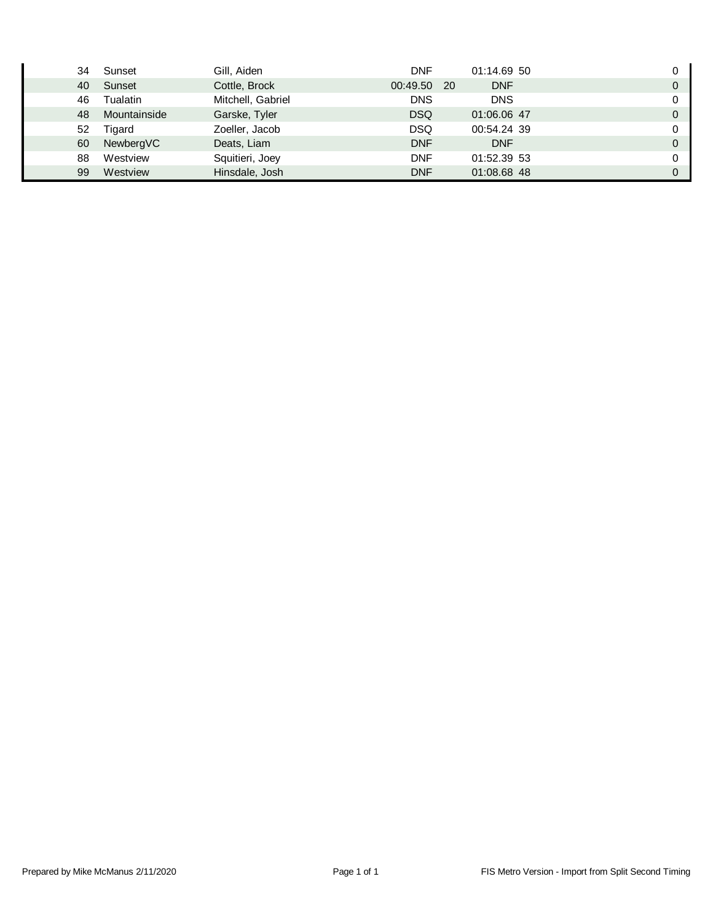| | | | | | | | |
|---|---|---|---|---|---|---|---|
| 34 | Sunset | Gill, Aiden | DNF | | 01:14.69 | 50 | 0 |
| 40 | Sunset | Cottle, Brock | 00:49.50 | 20 | DNF | | 0 |
| 46 | Tualatin | Mitchell, Gabriel | DNS | | DNS | | 0 |
| 48 | Mountainside | Garske, Tyler | DSQ | | 01:06.06 | 47 | 0 |
| 52 | Tigard | Zoeller, Jacob | DSQ | | 00:54.24 | 39 | 0 |
| 60 | NewbergVC | Deats, Liam | DNF | | DNF | | 0 |
| 88 | Westview | Squitieri, Joey | DNF | | 01:52.39 | 53 | 0 |
| 99 | Westview | Hinsdale, Josh | DNF | | 01:08.68 | 48 | 0 |

Prepared by Mike McManus 2/11/2020

FIS Metro Version - Import from Split Second Timing